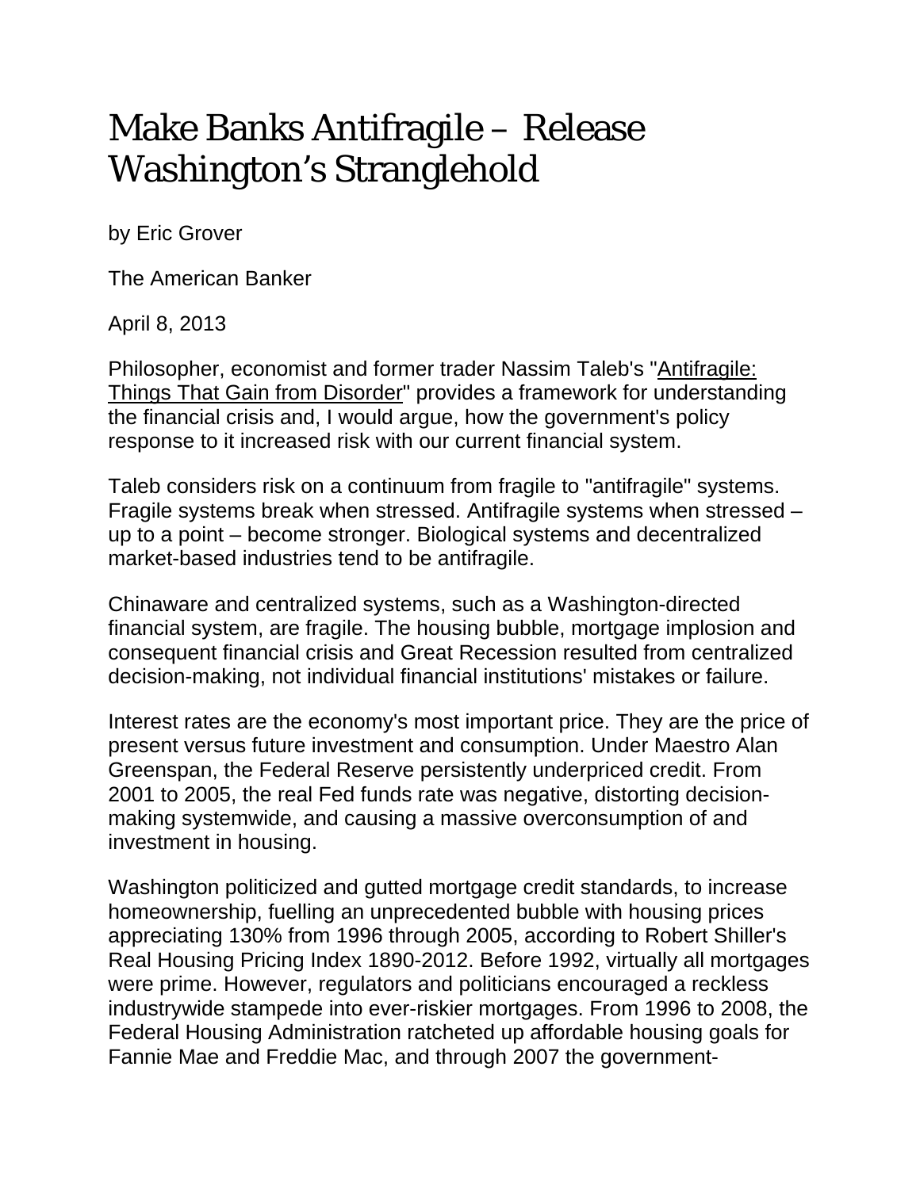# Make Banks Antifragile – Release Washington's Stranglehold

by Eric Grover

The American Banker

April 8, 2013

Philosopher, economist and former trader Nassim Taleb's "Antifragile: Things That Gain from Disorder" provides a framework for understanding the financial crisis and, I would argue, how the government's policy response to it increased risk with our current financial system.

Taleb considers risk on a continuum from fragile to "antifragile" systems. Fragile systems break when stressed. Antifragile systems when stressed – up to a point – become stronger. Biological systems and decentralized market-based industries tend to be antifragile.

Chinaware and centralized systems, such as a Washington-directed financial system, are fragile. The housing bubble, mortgage implosion and consequent financial crisis and Great Recession resulted from centralized decision-making, not individual financial institutions' mistakes or failure.

Interest rates are the economy's most important price. They are the price of present versus future investment and consumption. Under Maestro Alan Greenspan, the Federal Reserve persistently underpriced credit. From 2001 to 2005, the real Fed funds rate was negative, distorting decision-making systemwide, and causing a massive overconsumption of and investment in housing.

Washington politicized and gutted mortgage credit standards, to increase homeownership, fuelling an unprecedented bubble with housing prices appreciating 130% from 1996 through 2005, according to Robert Shiller's Real Housing Pricing Index 1890-2012. Before 1992, virtually all mortgages were prime. However, regulators and politicians encouraged a reckless industrywide stampede into ever-riskier mortgages. From 1996 to 2008, the Federal Housing Administration ratcheted up affordable housing goals for Fannie Mae and Freddie Mac, and through 2007 the government-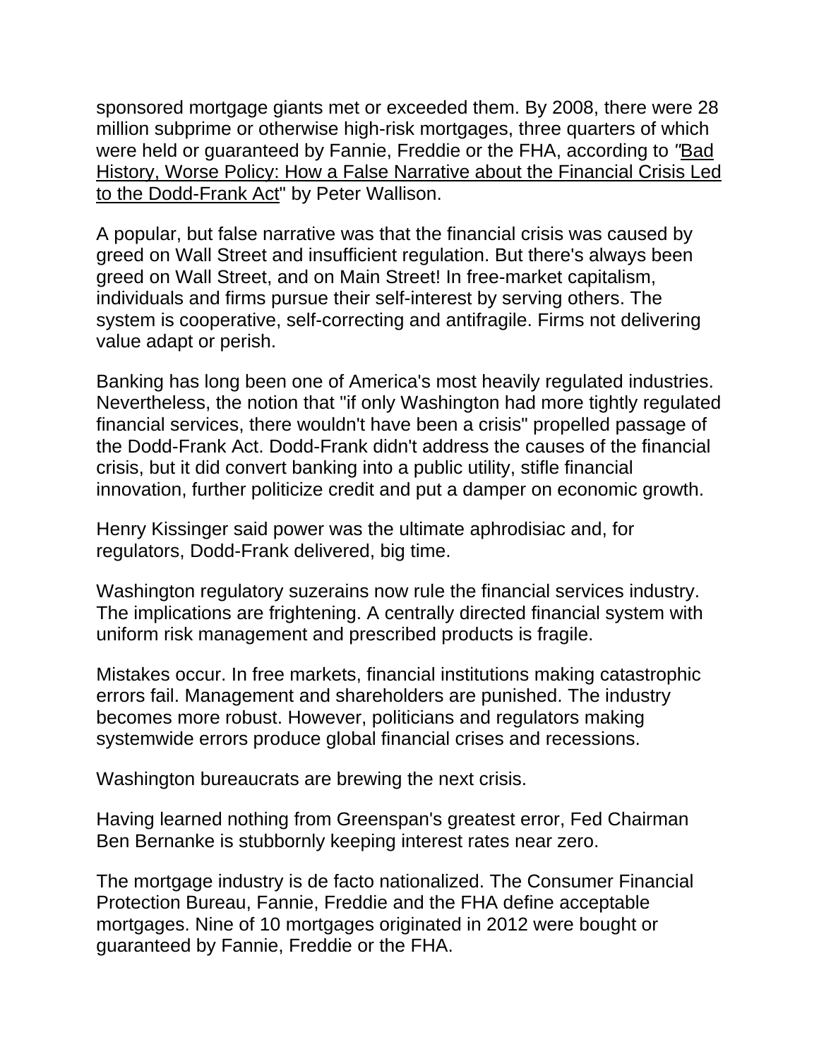sponsored mortgage giants met or exceeded them. By 2008, there were 28 million subprime or otherwise high-risk mortgages, three quarters of which were held or guaranteed by Fannie, Freddie or the FHA, according to "Bad History, Worse Policy: How a False Narrative about the Financial Crisis Led to the Dodd-Frank Act" by Peter Wallison.

A popular, but false narrative was that the financial crisis was caused by greed on Wall Street and insufficient regulation. But there's always been greed on Wall Street, and on Main Street! In free-market capitalism, individuals and firms pursue their self-interest by serving others. The system is cooperative, self-correcting and antifragile. Firms not delivering value adapt or perish.

Banking has long been one of America's most heavily regulated industries. Nevertheless, the notion that "if only Washington had more tightly regulated financial services, there wouldn't have been a crisis" propelled passage of the Dodd-Frank Act. Dodd-Frank didn't address the causes of the financial crisis, but it did convert banking into a public utility, stifle financial innovation, further politicize credit and put a damper on economic growth.

Henry Kissinger said power was the ultimate aphrodisiac and, for regulators, Dodd-Frank delivered, big time.

Washington regulatory suzerains now rule the financial services industry. The implications are frightening. A centrally directed financial system with uniform risk management and prescribed products is fragile.

Mistakes occur. In free markets, financial institutions making catastrophic errors fail. Management and shareholders are punished. The industry becomes more robust. However, politicians and regulators making systemwide errors produce global financial crises and recessions.

Washington bureaucrats are brewing the next crisis.

Having learned nothing from Greenspan's greatest error, Fed Chairman Ben Bernanke is stubbornly keeping interest rates near zero.

The mortgage industry is de facto nationalized. The Consumer Financial Protection Bureau, Fannie, Freddie and the FHA define acceptable mortgages. Nine of 10 mortgages originated in 2012 were bought or guaranteed by Fannie, Freddie or the FHA.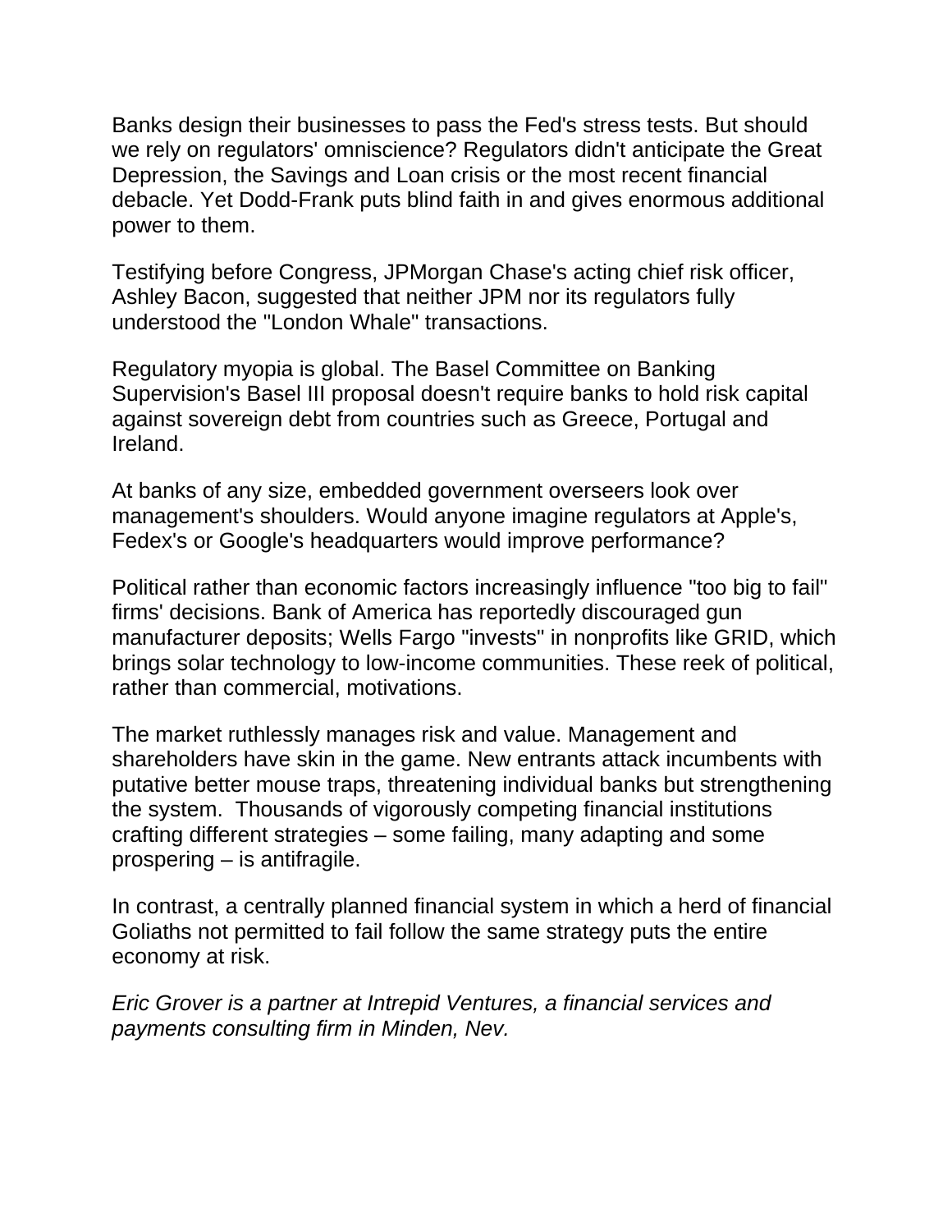Banks design their businesses to pass the Fed's stress tests. But should we rely on regulators' omniscience? Regulators didn't anticipate the Great Depression, the Savings and Loan crisis or the most recent financial debacle. Yet Dodd-Frank puts blind faith in and gives enormous additional power to them.

Testifying before Congress, JPMorgan Chase's acting chief risk officer, Ashley Bacon, suggested that neither JPM nor its regulators fully understood the "London Whale" transactions.

Regulatory myopia is global. The Basel Committee on Banking Supervision's Basel III proposal doesn't require banks to hold risk capital against sovereign debt from countries such as Greece, Portugal and Ireland.

At banks of any size, embedded government overseers look over management's shoulders. Would anyone imagine regulators at Apple's, Fedex's or Google's headquarters would improve performance?

Political rather than economic factors increasingly influence "too big to fail" firms' decisions. Bank of America has reportedly discouraged gun manufacturer deposits; Wells Fargo "invests" in nonprofits like GRID, which brings solar technology to low-income communities. These reek of political, rather than commercial, motivations.

The market ruthlessly manages risk and value. Management and shareholders have skin in the game. New entrants attack incumbents with putative better mouse traps, threatening individual banks but strengthening the system. Thousands of vigorously competing financial institutions crafting different strategies – some failing, many adapting and some prospering – is antifragile.

In contrast, a centrally planned financial system in which a herd of financial Goliaths not permitted to fail follow the same strategy puts the entire economy at risk.

*Eric Grover is a partner at Intrepid Ventures, a financial services and payments consulting firm in Minden, Nev.*